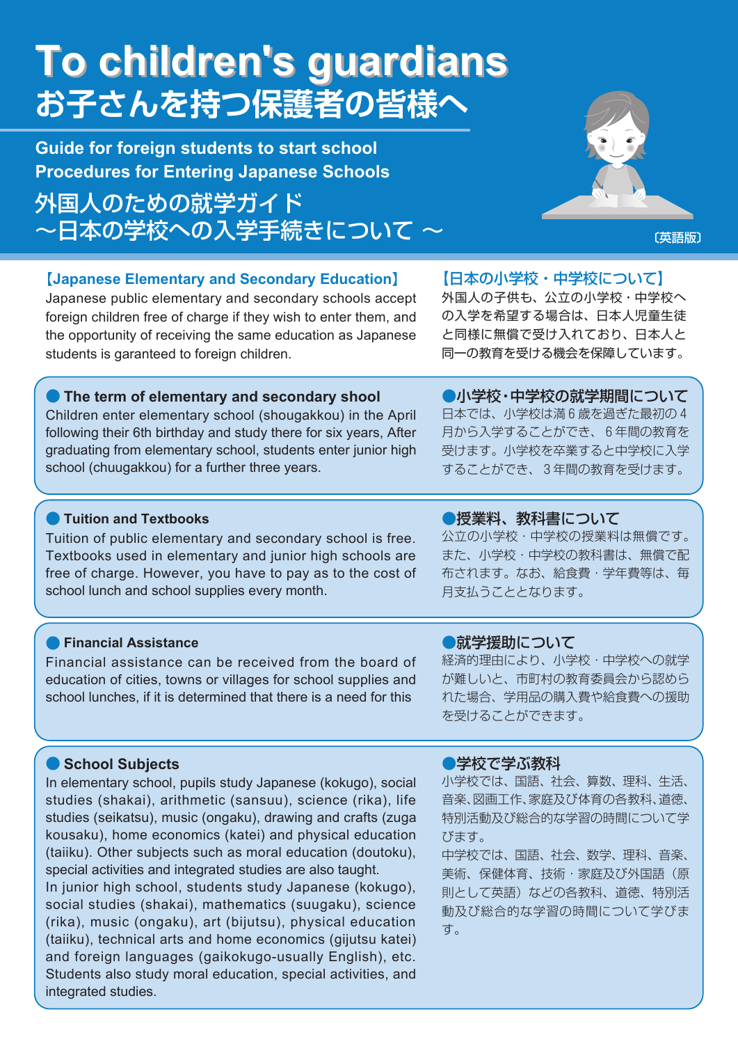# To children's guardians
# お子さんを持つ保護者の皆様へ

**Guide for foreign students to start school**
**Procedures for Entering Japanese Schools**

外国人のための就学ガイド
～日本の学校への入学手続きについて ～

〔英語版〕

## 【Japanese Elementary and Secondary Education】

Japanese public elementary and secondary schools accept foreign children free of charge if they wish to enter them, and the opportunity of receiving the same education as Japanese students is garanteed to foreign children.

## 【日本の小学校・中学校について】

外国人の子供も、公立の小学校・中学校への入学を希望する場合は、日本人児童生徒と同様に無償で受け入れており、日本人と同一の教育を受ける機会を保障しています。

### ● The term of elementary and secondary shool

Children enter elementary school (shougakkou) in the April following their 6th birthday and study there for six years, After graduating from elementary school, students enter junior high school (chuugakkou) for a further three years.

### ●小学校・中学校の就学期間について

日本では、小学校は満 6 歳を過ぎた最初の 4 月から入学することができ、 6 年間の教育を受けます。小学校を卒業すると中学校に入学することができ、 3 年間の教育を受けます。

### ● Tuition and Textbooks

Tuition of public elementary and secondary school is free. Textbooks used in elementary and junior high schools are free of charge. However, you have to pay as to the cost of school lunch and school supplies every month.

### ●授業料、教科書について

公立の小学校・中学校の授業料は無償です。また、小学校・中学校の教科書は、無償で配布されます。なお、給食費・学年費等は、毎月支払うこととなります。

### ● Financial Assistance

Financial assistance can be received from the board of education of cities, towns or villages for school supplies and school lunches, if it is determined that there is a need for this

### ●就学援助について

経済的理由により、小学校・中学校への就学が難しいと、市町村の教育委員会から認められた場合、学用品の購入費や給食費への援助を受けることができます。

### ● School Subjects

In elementary school, pupils study Japanese (kokugo), social studies (shakai), arithmetic (sansuu), science (rika), life studies (seikatsu), music (ongaku), drawing and crafts (zuga kousaku), home economics (katei) and physical education (taiiku). Other subjects such as moral education (doutoku), special activities and integrated studies are also taught.
In junior high school, students study Japanese (kokugo), social studies (shakai), mathematics (suugaku), science (rika), music (ongaku), art (bijutsu), physical education (taiiku), technical arts and home economics (gijutsu katei) and foreign languages (gaikokugo-usually English), etc. Students also study moral education, special activities, and integrated studies.

### ●学校で学ぶ教科

小学校では、国語、社会、算数、理科、生活、音楽、図画工作、家庭及び体育の各教科、道徳、特別活動及び総合的な学習の時間について学びます。
中学校では、国語、社会、数学、理科、音楽、美術、保健体育、技術・家庭及び外国語（原則として英語）などの各教科、道徳、特別活動及び総合的な学習の時間について学びます。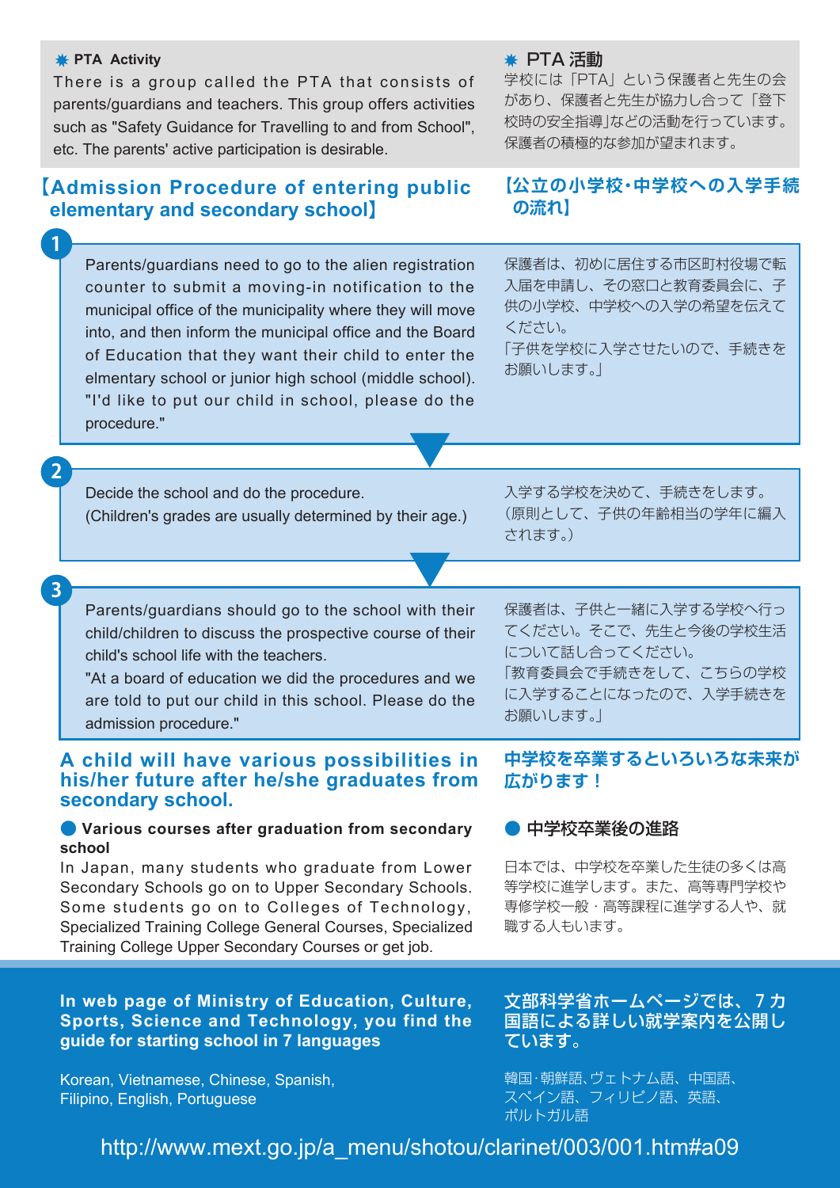### ✸ PTA Activity

There is a group called the PTA that consists of parents/guardians and teachers. This group offers activities such as "Safety Guidance for Travelling to and from School", etc. The parents' active participation is desirable.

### ✸ PTA 活動

学校には「PTA」という保護者と先生の会があり、保護者と先生が協力し合って「登下校時の安全指導」などの活動を行っています。保護者の積極的な参加が望まれます。

## 【Admission Procedure of entering public elementary and secondary school】

## 【公立の小学校・中学校への入学手続の流れ】

**1**

Parents/guardians need to go to the alien registration counter to submit a moving-in notification to the municipal office of the municipality where they will move into, and then inform the municipal office and the Board of Education that they want their child to enter the elmentary school or junior high school (middle school). "I'd like to put our child in school, please do the procedure."

保護者は、初めに居住する市区町村役場で転入届を申請し、その窓口と教育委員会に、子供の小学校、中学校への入学の希望を伝えてください。
「子供を学校に入学させたいので、手続きをお願いします。」

**2**

Decide the school and do the procedure.
(Children's grades are usually determined by their age.)

入学する学校を決めて、手続きをします。
（原則として、子供の年齢相当の学年に編入されます。）

**3**

Parents/guardians should go to the school with their child/children to discuss the prospective course of their child's school life with the teachers.
"At a board of education we did the procedures and we are told to put our child in this school. Please do the admission procedure."

保護者は、子供と一緒に入学する学校へ行ってください。そこで、先生と今後の学校生活について話し合ってください。
「教育委員会で手続きをして、こちらの学校に入学することになったので、入学手続きをお願いします。」

## A child will have various possibilities in his/her future after he/she graduates from secondary school.

### ● Various courses after graduation from secondary school

In Japan, many students who graduate from Lower Secondary Schools go on to Upper Secondary Schools. Some students go on to Colleges of Technology, Specialized Training College General Courses, Specialized Training College Upper Secondary Courses or get job.

## 中学校を卒業するといろいろな未来が広がります！

### ● 中学校卒業後の進路

日本では、中学校を卒業した生徒の多くは高等学校に進学します。また、高等専門学校や専修学校一般・高等課程に進学する人や、就職する人もいます。

**In web page of Ministry of Education, Culture, Sports, Science and Technology, you find the guide for starting school in 7 languages**

Korean, Vietnamese, Chinese, Spanish,
Filipino, English, Portuguese

**文部科学省ホームページでは、７カ国語による詳しい就学案内を公開しています。**

韓国･朝鮮語、ヴェトナム語、中国語、
スペイン語、フィリピノ語、英語、
ポルトガル語

http://www.mext.go.jp/a_menu/shotou/clarinet/003/001.htm#a09